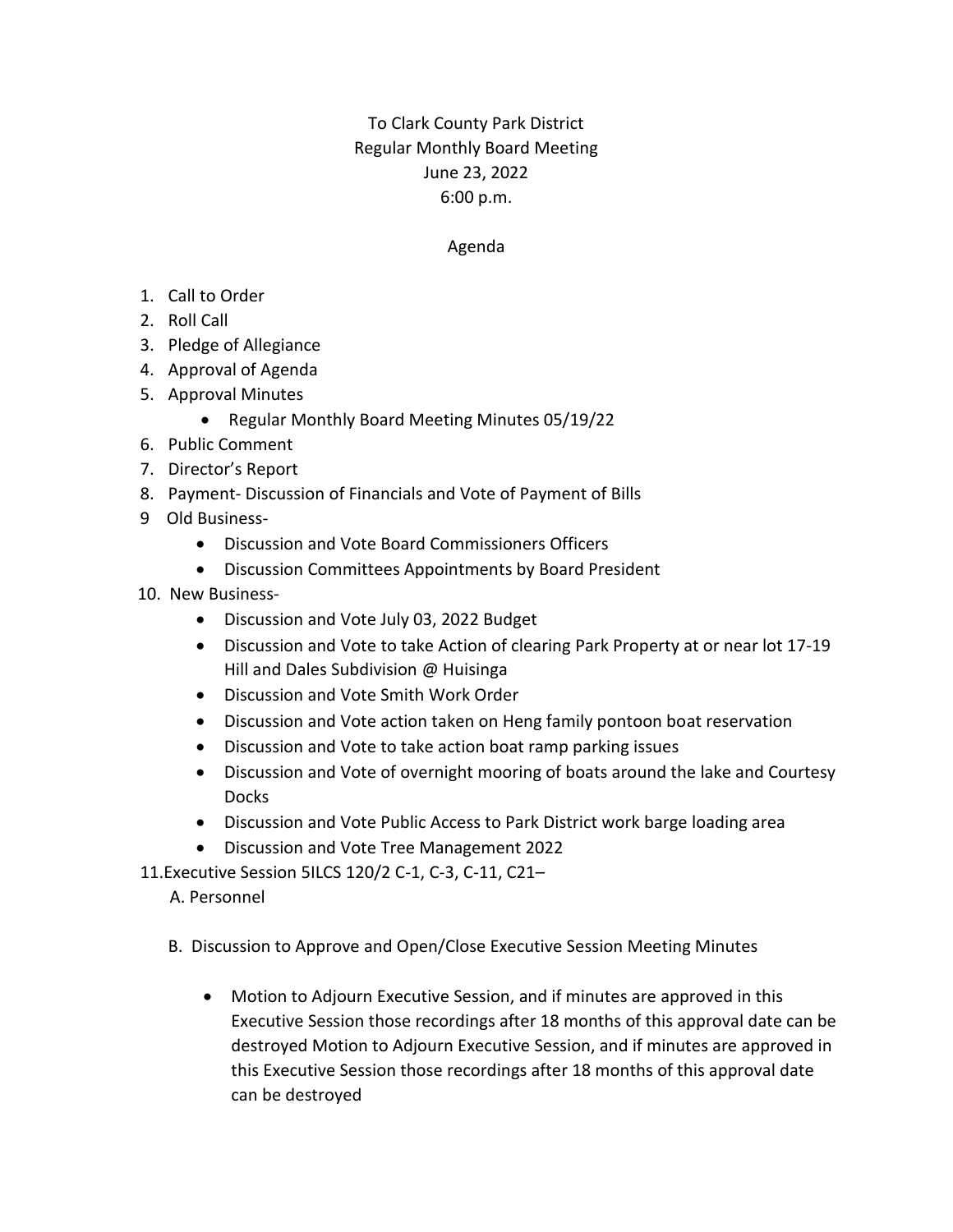To Clark County Park District
Regular Monthly Board Meeting
June 23, 2022
6:00 p.m.

Agenda

1. Call to Order
2. Roll Call
3. Pledge of Allegiance
4. Approval of Agenda
5. Approval Minutes
   - Regular Monthly Board Meeting Minutes 05/19/22
6. Public Comment
7. Director's Report
8. Payment- Discussion of Financials and Vote of Payment of Bills
9. Old Business-
   - Discussion and Vote Board Commissioners Officers
   - Discussion Committees Appointments by Board President
10. New Business-
    - Discussion and Vote July 03, 2022 Budget
    - Discussion and Vote to take Action of clearing Park Property at or near lot 17-19 Hill and Dales Subdivision @ Huisinga
    - Discussion and Vote Smith Work Order
    - Discussion and Vote action taken on Heng family pontoon boat reservation
    - Discussion and Vote to take action boat ramp parking issues
    - Discussion and Vote of overnight mooring of boats around the lake and Courtesy Docks
    - Discussion and Vote Public Access to Park District work barge loading area
    - Discussion and Vote Tree Management 2022
11. Executive Session 5ILCS 120/2 C-1, C-3, C-11, C21–

    A. Personnel

    B. Discussion to Approve and Open/Close Executive Session Meeting Minutes

    - Motion to Adjourn Executive Session, and if minutes are approved in this Executive Session those recordings after 18 months of this approval date can be destroyed Motion to Adjourn Executive Session, and if minutes are approved in this Executive Session those recordings after 18 months of this approval date can be destroyed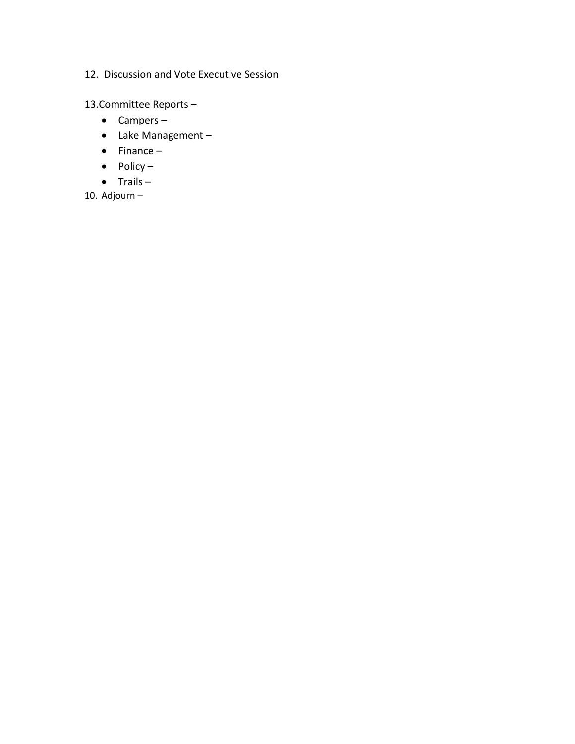12. Discussion and Vote Executive Session

13. Committee Reports –

- Campers –
- Lake Management –
- Finance –
- Policy –
- Trails –

10. Adjourn –